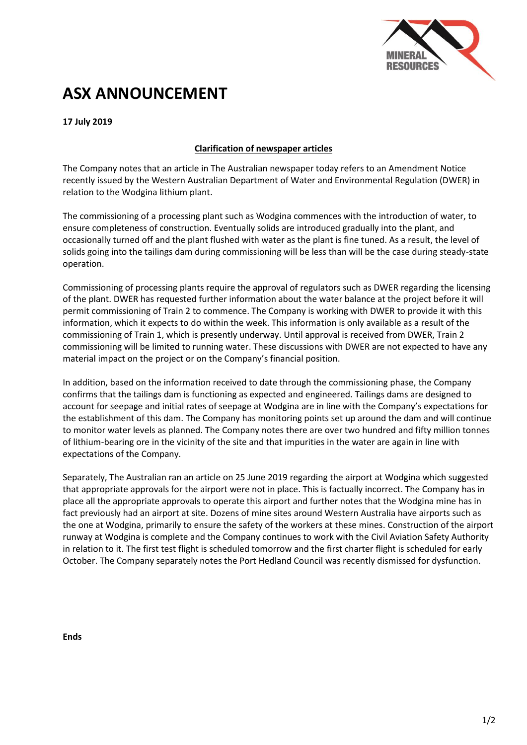# ASX ANNOUNCEMENT

**17 July 2019**

**Clarification of newspaper articles**

The Company notes that an article in The Australian newspaper today refers to an Amendment Notice recently issued by the Western Australian Department of Water and Environmental Regulation (DWER) in relation to the Wodgina lithium plant.

The commissioning of a processing plant such as Wodgina commences with the introduction of water, to ensure completeness of construction. Eventually solids are introduced gradually into the plant, and occasionally turned off and the plant flushed with water as the plant is fine tuned. As a result, the level of solids going into the tailings dam during commissioning will be less than will be the case during steady-state operation.

Commissioning of processing plants require the approval of regulators such as DWER regarding the licensing of the plant. DWER has requested further information about the water balance at the project before it will permit commissioning of Train 2 to commence. The Company is working with DWER to provide it with this information, which it expects to do within the week. This information is only available as a result of the commissioning of Train 1, which is presently underway. Until approval is received from DWER, Train 2 commissioning will be limited to running water. These discussions with DWER are not expected to have any material impact on the project or on the Company's financial position.

In addition, based on the information received to date through the commissioning phase, the Company confirms that the tailings dam is functioning as expected and engineered. Tailings dams are designed to account for seepage and initial rates of seepage at Wodgina are in line with the Company's expectations for the establishment of this dam. The Company has monitoring points set up around the dam and will continue to monitor water levels as planned. The Company notes there are over two hundred and fifty million tonnes of lithium-bearing ore in the vicinity of the site and that impurities in the water are again in line with expectations of the Company.

Separately, The Australian ran an article on 25 June 2019 regarding the airport at Wodgina which suggested that appropriate approvals for the airport were not in place. This is factually incorrect. The Company has in place all the appropriate approvals to operate this airport and further notes that the Wodgina mine has in fact previously had an airport at site. Dozens of mine sites around Western Australia have airports such as the one at Wodgina, primarily to ensure the safety of the workers at these mines. Construction of the airport runway at Wodgina is complete and the Company continues to work with the Civil Aviation Safety Authority in relation to it. The first test flight is scheduled tomorrow and the first charter flight is scheduled for early October. The Company separately notes the Port Hedland Council was recently dismissed for dysfunction.

**Ends**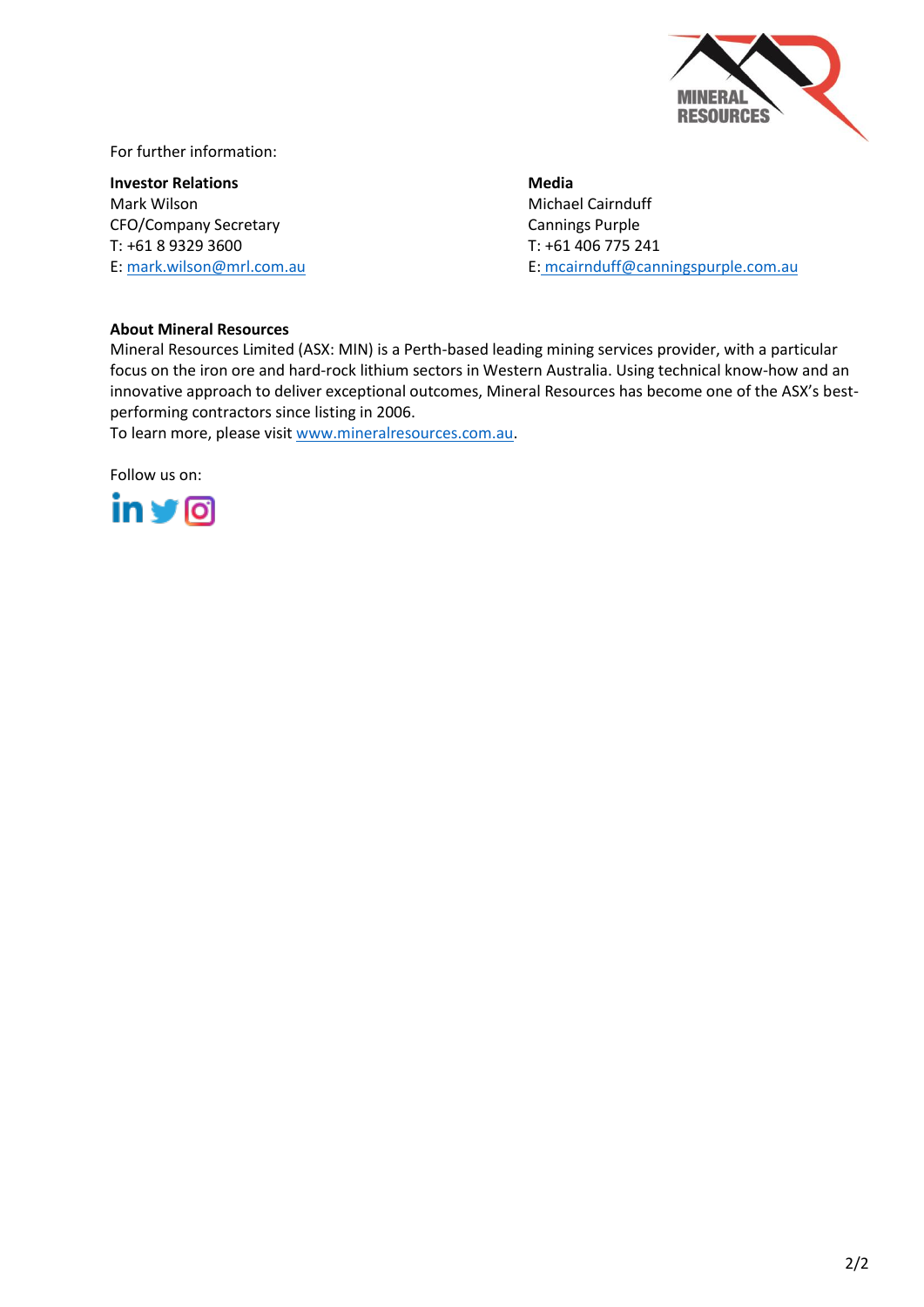For further information:

**Investor Relations**
Mark Wilson
CFO/Company Secretary
T: +61 8 9329 3600
E: mark.wilson@mrl.com.au

**Media**
Michael Cairnduff
Cannings Purple
T: +61 406 775 241
E: mcairnduff@canningspurple.com.au

**About Mineral Resources**

Mineral Resources Limited (ASX: MIN) is a Perth-based leading mining services provider, with a particular focus on the iron ore and hard-rock lithium sectors in Western Australia. Using technical know-how and an innovative approach to deliver exceptional outcomes, Mineral Resources has become one of the ASX's best-performing contractors since listing in 2006.
To learn more, please visit www.mineralresources.com.au.

Follow us on: